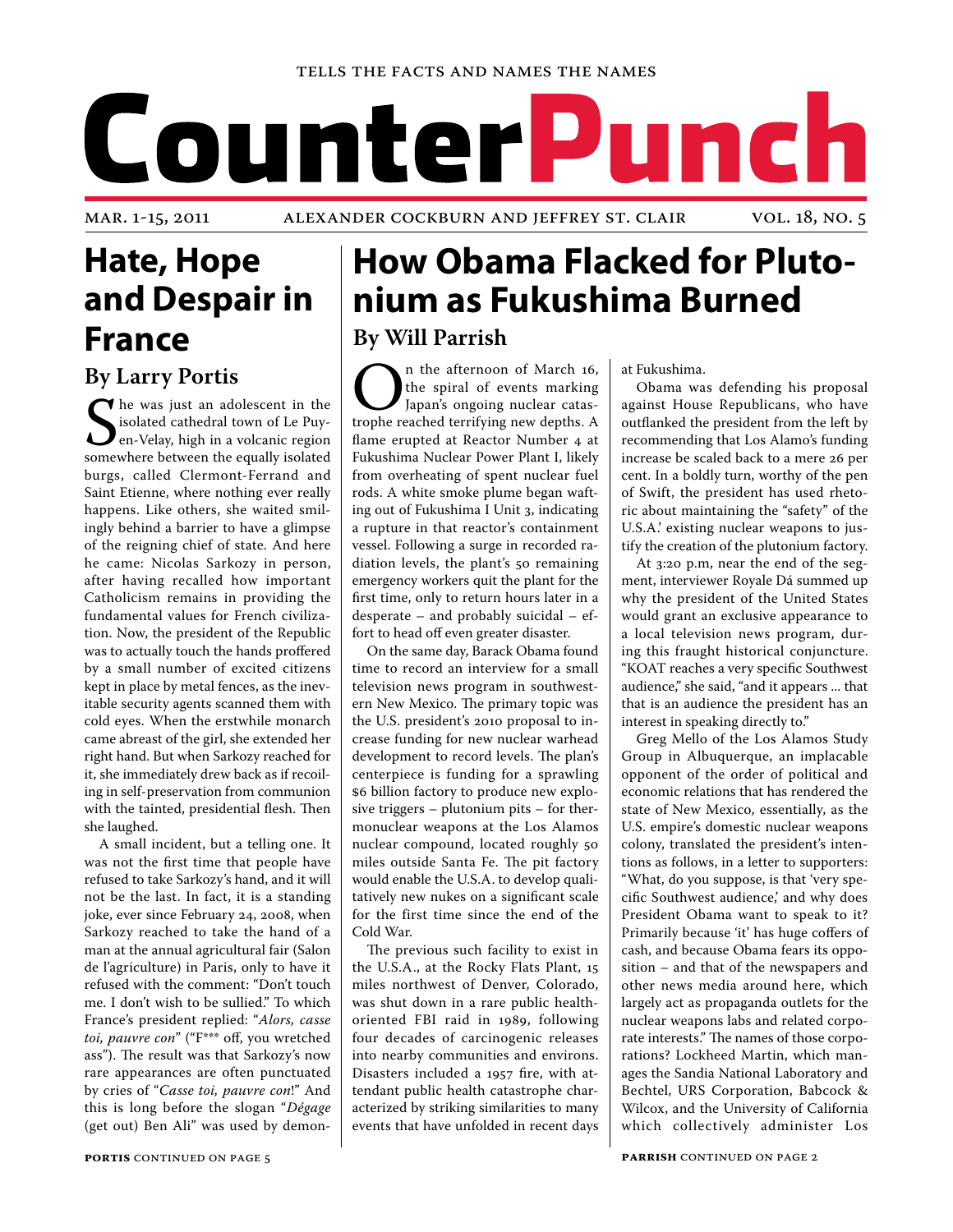TELLS THE FACTS AND NAMES THE NAMES

# CounterPunch

MAR. 1-15, 2011 — ALEXANDER COCKBURN AND JEFFREY ST. CLAIR — VOL. 18, NO. 5

# How Obama Flacked for Plutonium as Fukushima Burned

## By Will Parrish

On the afternoon of March 16, the spiral of events marking Japan's ongoing nuclear catastrophe reached terrifying new depths. A flame erupted at Reactor Number 4 at Fukushima Nuclear Power Plant I, likely from overheating of spent nuclear fuel rods. A white smoke plume began wafting out of Fukushima I Unit 3, indicating a rupture in that reactor's containment vessel. Following a surge in recorded radiation levels, the plant's 50 remaining emergency workers quit the plant for the first time, only to return hours later in a desperate – and probably suicidal – effort to head off even greater disaster.

On the same day, Barack Obama found time to record an interview for a small television news program in southwestern New Mexico. The primary topic was the U.S. president's 2010 proposal to increase funding for new nuclear warhead development to record levels. The plan's centerpiece is funding for a sprawling $6 billion factory to produce new explosive triggers – plutonium pits – for thermonuclear weapons at the Los Alamos nuclear compound, located roughly 50 miles outside Santa Fe. The pit factory would enable the U.S.A. to develop qualitatively new nukes on a significant scale for the first time since the end of the Cold War.

The previous such facility to exist in the U.S.A., at the Rocky Flats Plant, 15 miles northwest of Denver, Colorado, was shut down in a rare public health-oriented FBI raid in 1989, following four decades of carcinogenic releases into nearby communities and environs. Disasters included a 1957 fire, with attendant public health catastrophe characterized by striking similarities to many events that have unfolded in recent days at Fukushima.

Obama was defending his proposal against House Republicans, who have outflanked the president from the left by recommending that Los Alamo's funding increase be scaled back to a mere 26 per cent. In a boldly turn, worthy of the pen of Swift, the president has used rhetoric about maintaining the "safety" of the U.S.A.' existing nuclear weapons to justify the creation of the plutonium factory.

At 3:20 p.m, near the end of the segment, interviewer Royale Dá summed up why the president of the United States would grant an exclusive appearance to a local television news program, during this fraught historical conjuncture. "KOAT reaches a very specific Southwest audience," she said, "and it appears ... that that is an audience the president has an interest in speaking directly to."

Greg Mello of the Los Alamos Study Group in Albuquerque, an implacable opponent of the order of political and economic relations that has rendered the state of New Mexico, essentially, as the U.S. empire's domestic nuclear weapons colony, translated the president's intentions as follows, in a letter to supporters: "What, do you suppose, is that 'very specific Southwest audience,' and why does President Obama want to speak to it? Primarily because 'it' has huge coffers of cash, and because Obama fears its opposition – and that of the newspapers and other news media around here, which largely act as propaganda outlets for the nuclear weapons labs and related corporate interests." The names of those corporations? Lockheed Martin, which manages the Sandia National Laboratory and Bechtel, URS Corporation, Babcock & Wilcox, and the University of California which collectively administer Los

**PARRISH** CONTINUED ON PAGE 2

# Hate, Hope and Despair in France

## By Larry Portis

She was just an adolescent in the isolated cathedral town of Le Puy-en-Velay, high in a volcanic region somewhere between the equally isolated burgs, called Clermont-Ferrand and Saint Etienne, where nothing ever really happens. Like others, she waited smilingly behind a barrier to have a glimpse of the reigning chief of state. And here he came: Nicolas Sarkozy in person, after having recalled how important Catholicism remains in providing the fundamental values for French civilization. Now, the president of the Republic was to actually touch the hands proffered by a small number of excited citizens kept in place by metal fences, as the inevitable security agents scanned them with cold eyes. When the erstwhile monarch came abreast of the girl, she extended her right hand. But when Sarkozy reached for it, she immediately drew back as if recoiling in self-preservation from communion with the tainted, presidential flesh. Then she laughed.

A small incident, but a telling one. It was not the first time that people have refused to take Sarkozy's hand, and it will not be the last. In fact, it is a standing joke, ever since February 24, 2008, when Sarkozy reached to take the hand of a man at the annual agricultural fair (Salon de l'agriculture) in Paris, only to have it refused with the comment: "Don't touch me. I don't wish to be sullied." To which France's president replied: "*Alors, casse toi, pauvre con*" ("F*** off, you wretched ass"). The result was that Sarkozy's now rare appearances are often punctuated by cries of "*Casse toi, pauvre con*!" And this is long before the slogan "*Dégage* (get out) Ben Ali" was used by demon-

**PORTIS** CONTINUED ON PAGE 5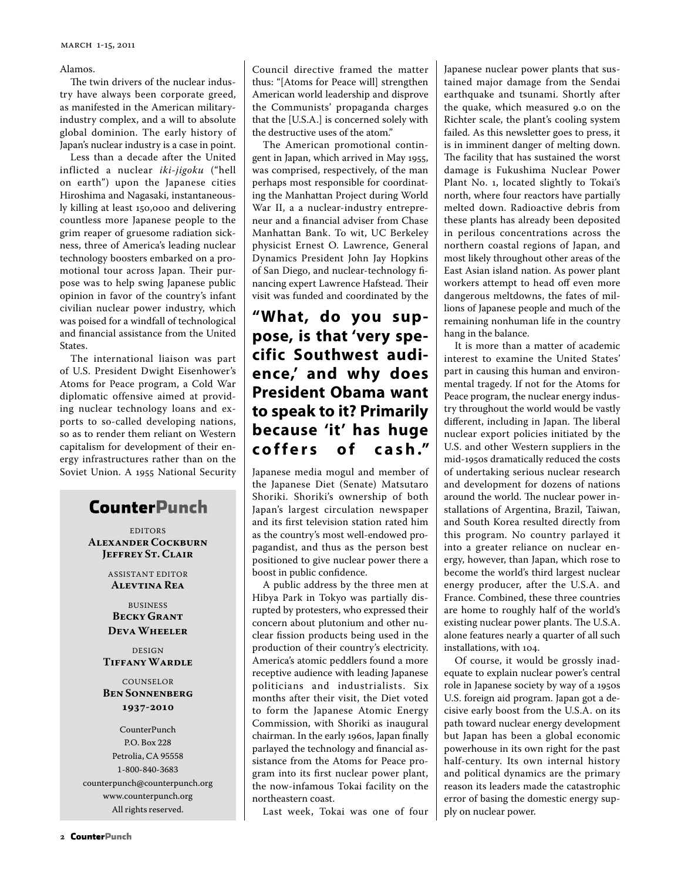Alamos.

The twin drivers of the nuclear industry have always been corporate greed, as manifested in the American military-industry complex, and a will to absolute global dominion. The early history of Japan's nuclear industry is a case in point.

Less than a decade after the United inflicted a nuclear *iki-jigoku* ("hell on earth") upon the Japanese cities Hiroshima and Nagasaki, instantaneously killing at least 150,000 and delivering countless more Japanese people to the grim reaper of gruesome radiation sickness, three of America's leading nuclear technology boosters embarked on a promotional tour across Japan. Their purpose was to help swing Japanese public opinion in favor of the country's infant civilian nuclear power industry, which was poised for a windfall of technological and financial assistance from the United States.

The international liaison was part of U.S. President Dwight Eisenhower's Atoms for Peace program, a Cold War diplomatic offensive aimed at providing nuclear technology loans and exports to so-called developing nations, so as to render them reliant on Western capitalism for development of their energy infrastructures rather than on the Soviet Union. A 1955 National Security Council directive framed the matter thus: "[Atoms for Peace will] strengthen American world leadership and disprove the Communists' propaganda charges that the [U.S.A.] is concerned solely with the destructive uses of the atom."

The American promotional contingent in Japan, which arrived in May 1955, was comprised, respectively, of the man perhaps most responsible for coordinating the Manhattan Project during World War II, a a nuclear-industry entrepreneur and a financial adviser from Chase Manhattan Bank. To wit, UC Berkeley physicist Ernest O. Lawrence, General Dynamics President John Jay Hopkins of San Diego, and nuclear-technology financing expert Lawrence Hafstead. Their visit was funded and coordinated by the Japanese media mogul and member of the Japanese Diet (Senate) Matsutaro Shoriki. Shoriki's ownership of both Japan's largest circulation newspaper and its first television station rated him as the country's most well-endowed propagandist, and thus as the person best positioned to give nuclear power there a boost in public confidence.

> **"What, do you suppose, is that 'very specific Southwest audience,' and why does President Obama want to speak to it? Primarily because 'it' has huge coffers of cash."**

A public address by the three men at Hibya Park in Tokyo was partially disrupted by protesters, who expressed their concern about plutonium and other nuclear fission products being used in the production of their country's electricity. America's atomic peddlers found a more receptive audience with leading Japanese politicians and industrialists. Six months after their visit, the Diet voted to form the Japanese Atomic Energy Commission, with Shoriki as inaugural chairman. In the early 1960s, Japan finally parlayed the technology and financial assistance from the Atoms for Peace program into its first nuclear power plant, the now-infamous Tokai facility on the northeastern coast.

Last week, Tokai was one of four Japanese nuclear power plants that sustained major damage from the Sendai earthquake and tsunami. Shortly after the quake, which measured 9.0 on the Richter scale, the plant's cooling system failed. As this newsletter goes to press, it is in imminent danger of melting down. The facility that has sustained the worst damage is Fukushima Nuclear Power Plant No. 1, located slightly to Tokai's north, where four reactors have partially melted down. Radioactive debris from these plants has already been deposited in perilous concentrations across the northern coastal regions of Japan, and most likely throughout other areas of the East Asian island nation. As power plant workers attempt to head off even more dangerous meltdowns, the fates of millions of Japanese people and much of the remaining nonhuman life in the country hang in the balance.

It is more than a matter of academic interest to examine the United States' part in causing this human and environmental tragedy. If not for the Atoms for Peace program, the nuclear energy industry throughout the world would be vastly different, including in Japan. The liberal nuclear export policies initiated by the U.S. and other Western suppliers in the mid-1950s dramatically reduced the costs of undertaking serious nuclear research and development for dozens of nations around the world. The nuclear power installations of Argentina, Brazil, Taiwan, and South Korea resulted directly from this program. No country parlayed it into a greater reliance on nuclear energy, however, than Japan, which rose to become the world's third largest nuclear energy producer, after the U.S.A. and France. Combined, these three countries are home to roughly half of the world's existing nuclear power plants. The U.S.A. alone features nearly a quarter of all such installations, with 104.

Of course, it would be grossly inadequate to explain nuclear power's central role in Japanese society by way of a 1950s U.S. foreign aid program. Japan got a decisive early boost from the U.S.A. on its path toward nuclear energy development but Japan has been a global economic powerhouse in its own right for the past half-century. Its own internal history and political dynamics are the primary reason its leaders made the catastrophic error of basing the domestic energy supply on nuclear power.

---

**CounterPunch**

EDITORS
**Alexander Cockburn**
**Jeffrey St. Clair**

ASSISTANT EDITOR
**Alevtina Rea**

BUSINESS
**Becky Grant**
**Deva Wheeler**

DESIGN
**Tiffany Wardle**

COUNSELOR
**Ben Sonnenberg**
**1937-2010**

CounterPunch
P.O. Box 228
Petrolia, CA 95558
1-800-840-3683
counterpunch@counterpunch.org
www.counterpunch.org
All rights reserved.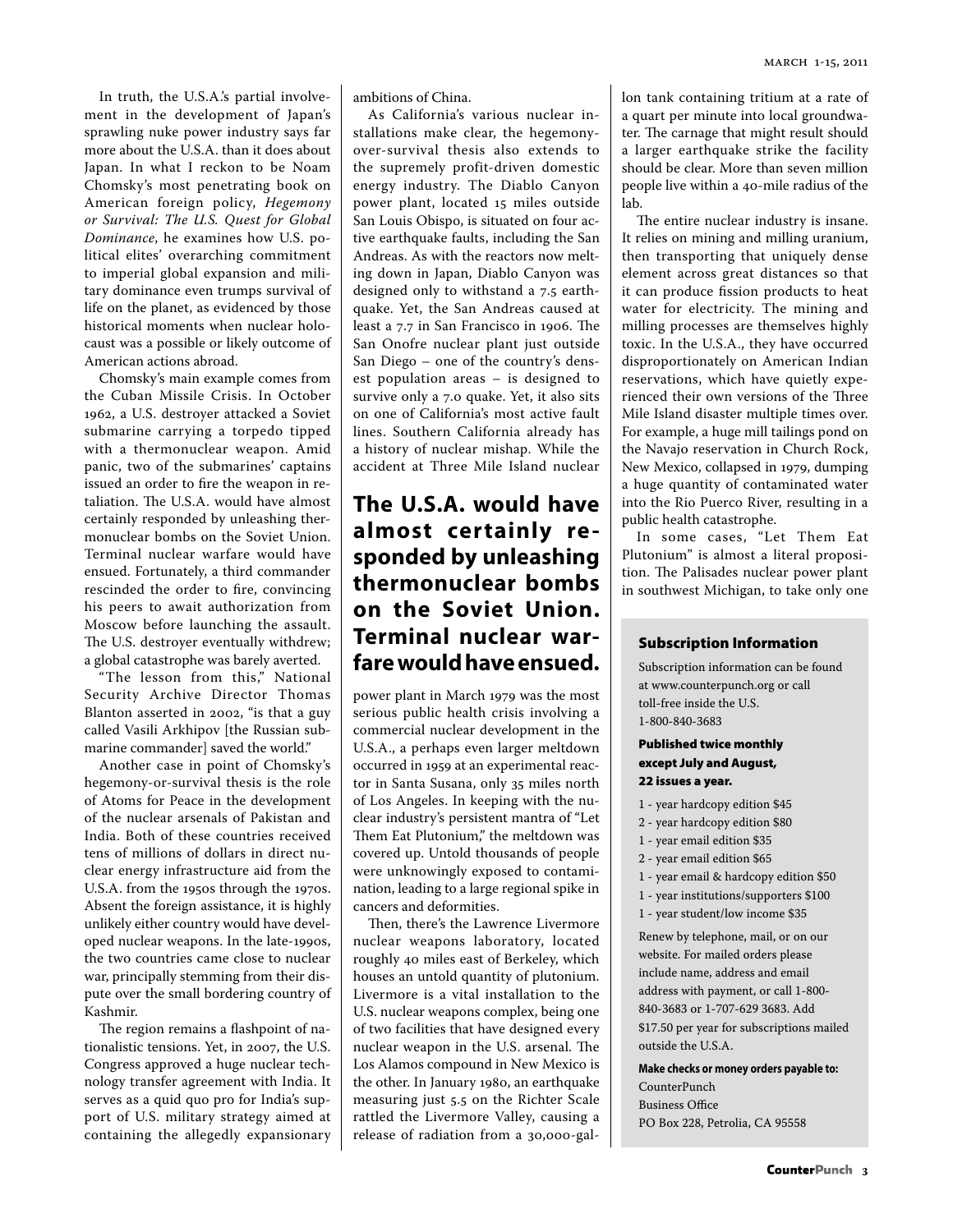In truth, the U.S.A.'s partial involvement in the development of Japan's sprawling nuke power industry says far more about the U.S.A. than it does about Japan. In what I reckon to be Noam Chomsky's most penetrating book on American foreign policy, *Hegemony or Survival: The U.S. Quest for Global Dominance*, he examines how U.S. political elites' overarching commitment to imperial global expansion and military dominance even trumps survival of life on the planet, as evidenced by those historical moments when nuclear holocaust was a possible or likely outcome of American actions abroad.

Chomsky's main example comes from the Cuban Missile Crisis. In October 1962, a U.S. destroyer attacked a Soviet submarine carrying a torpedo tipped with a thermonuclear weapon. Amid panic, two of the submarines' captains issued an order to fire the weapon in retaliation. The U.S.A. would have almost certainly responded by unleashing thermonuclear bombs on the Soviet Union. Terminal nuclear warfare would have ensued. Fortunately, a third commander rescinded the order to fire, convincing his peers to await authorization from Moscow before launching the assault. The U.S. destroyer eventually withdrew; a global catastrophe was barely averted.

"The lesson from this," National Security Archive Director Thomas Blanton asserted in 2002, "is that a guy called Vasili Arkhipov [the Russian submarine commander] saved the world."

Another case in point of Chomsky's hegemony-or-survival thesis is the role of Atoms for Peace in the development of the nuclear arsenals of Pakistan and India. Both of these countries received tens of millions of dollars in direct nuclear energy infrastructure aid from the U.S.A. from the 1950s through the 1970s. Absent the foreign assistance, it is highly unlikely either country would have developed nuclear weapons. In the late-1990s, the two countries came close to nuclear war, principally stemming from their dispute over the small bordering country of Kashmir.

The region remains a flashpoint of nationalistic tensions. Yet, in 2007, the U.S. Congress approved a huge nuclear technology transfer agreement with India. It serves as a quid quo pro for India's support of U.S. military strategy aimed at containing the allegedly expansionary ambitions of China.

As California's various nuclear installations make clear, the hegemony-over-survival thesis also extends to the supremely profit-driven domestic energy industry. The Diablo Canyon power plant, located 15 miles outside San Louis Obispo, is situated on four active earthquake faults, including the San Andreas. As with the reactors now melting down in Japan, Diablo Canyon was designed only to withstand a 7.5 earthquake. Yet, the San Andreas caused at least a 7.7 in San Francisco in 1906. The San Onofre nuclear plant just outside San Diego – one of the country's densest population areas – is designed to survive only a 7.0 quake. Yet, it also sits on one of California's most active fault lines. Southern California already has a history of nuclear mishap. While the accident at Three Mile Island nuclear power plant in March 1979 was the most serious public health crisis involving a commercial nuclear development in the U.S.A., a perhaps even larger meltdown occurred in 1959 at an experimental reactor in Santa Susana, only 35 miles north of Los Angeles. In keeping with the nuclear industry's persistent mantra of "Let Them Eat Plutonium," the meltdown was covered up. Untold thousands of people were unknowingly exposed to contamination, leading to a large regional spike in cancers and deformities.

**The U.S.A. would have almost certainly responded by unleashing thermonuclear bombs on the Soviet Union. Terminal nuclear warfare would have ensued.**

Then, there's the Lawrence Livermore nuclear weapons laboratory, located roughly 40 miles east of Berkeley, which houses an untold quantity of plutonium. Livermore is a vital installation to the U.S. nuclear weapons complex, being one of two facilities that have designed every nuclear weapon in the U.S. arsenal. The Los Alamos compound in New Mexico is the other. In January 1980, an earthquake measuring just 5.5 on the Richter Scale rattled the Livermore Valley, causing a release of radiation from a 30,000-gallon tank containing tritium at a rate of a quart per minute into local groundwater. The carnage that might result should a larger earthquake strike the facility should be clear. More than seven million people live within a 40-mile radius of the lab.

The entire nuclear industry is insane. It relies on mining and milling uranium, then transporting that uniquely dense element across great distances so that it can produce fission products to heat water for electricity. The mining and milling processes are themselves highly toxic. In the U.S.A., they have occurred disproportionately on American Indian reservations, which have quietly experienced their own versions of the Three Mile Island disaster multiple times over. For example, a huge mill tailings pond on the Navajo reservation in Church Rock, New Mexico, collapsed in 1979, dumping a huge quantity of contaminated water into the Rio Puerco River, resulting in a public health catastrophe.

In some cases, "Let Them Eat Plutonium" is almost a literal proposition. The Palisades nuclear power plant in southwest Michigan, to take only one

### Subscription Information

Subscription information can be found at www.counterpunch.org or call toll-free inside the U.S. 1-800-840-3683

**Published twice monthly except July and August, 22 issues a year.**

- 1 - year hardcopy edition $45
- 2 - year hardcopy edition $80
- 1 - year email edition $35
- 2 - year email edition $65
- 1 - year email & hardcopy edition $50
- 1 - year institutions/supporters $100
- 1 - year student/low income $35

Renew by telephone, mail, or on our website. For mailed orders please include name, address and email address with payment, or call 1-800-840-3683 or 1-707-629 3683. Add $17.50 per year for subscriptions mailed outside the U.S.A.

**Make checks or money orders payable to:**
CounterPunch
Business Office
PO Box 228, Petrolia, CA 95558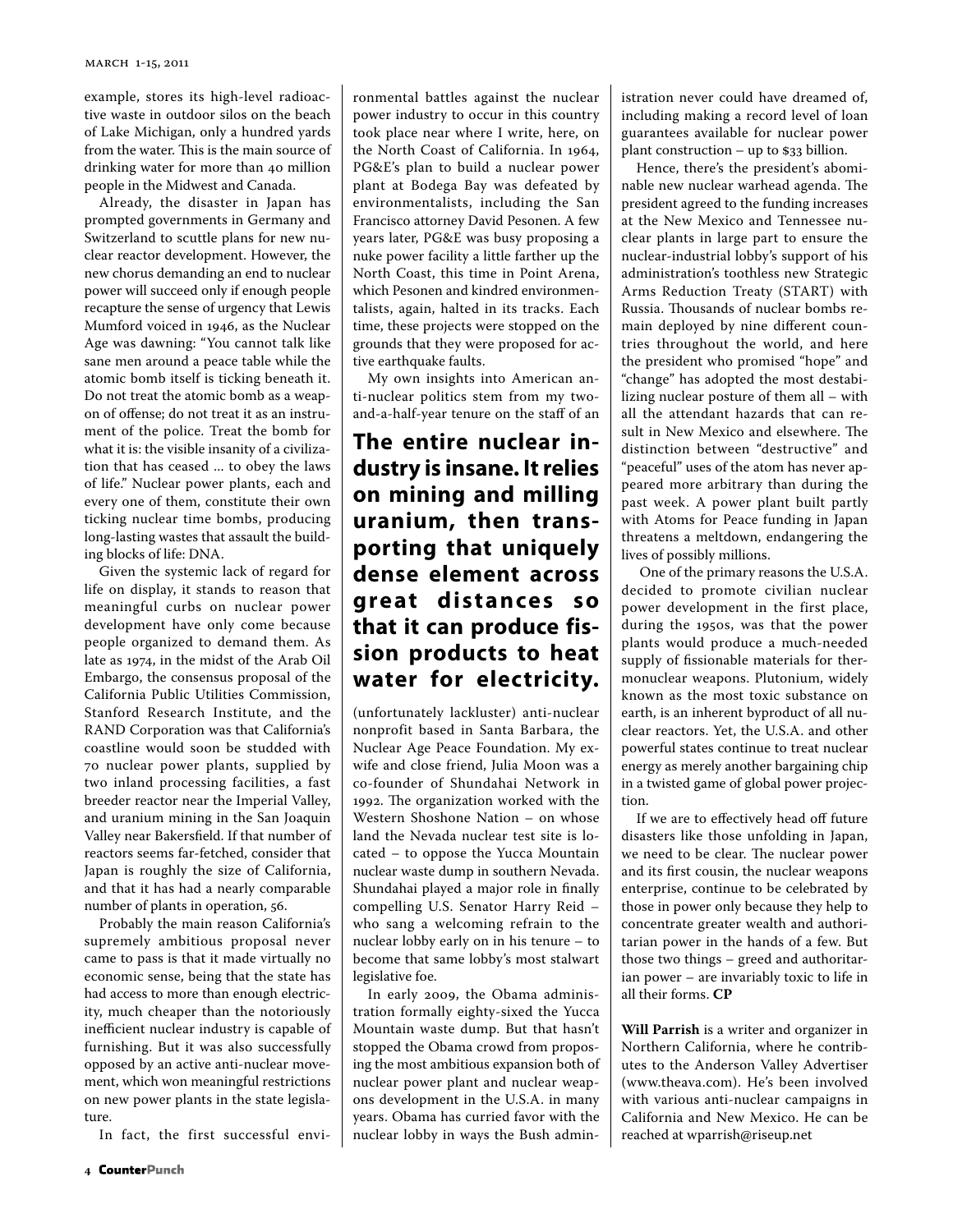example, stores its high-level radioactive waste in outdoor silos on the beach of Lake Michigan, only a hundred yards from the water. This is the main source of drinking water for more than 40 million people in the Midwest and Canada.

Already, the disaster in Japan has prompted governments in Germany and Switzerland to scuttle plans for new nuclear reactor development. However, the new chorus demanding an end to nuclear power will succeed only if enough people recapture the sense of urgency that Lewis Mumford voiced in 1946, as the Nuclear Age was dawning: "You cannot talk like sane men around a peace table while the atomic bomb itself is ticking beneath it. Do not treat the atomic bomb as a weapon of offense; do not treat it as an instrument of the police. Treat the bomb for what it is: the visible insanity of a civilization that has ceased ... to obey the laws of life." Nuclear power plants, each and every one of them, constitute their own ticking nuclear time bombs, producing long-lasting wastes that assault the building blocks of life: DNA.

Given the systemic lack of regard for life on display, it stands to reason that meaningful curbs on nuclear power development have only come because people organized to demand them. As late as 1974, in the midst of the Arab Oil Embargo, the consensus proposal of the California Public Utilities Commission, Stanford Research Institute, and the RAND Corporation was that California's coastline would soon be studded with 70 nuclear power plants, supplied by two inland processing facilities, a fast breeder reactor near the Imperial Valley, and uranium mining in the San Joaquin Valley near Bakersfield. If that number of reactors seems far-fetched, consider that Japan is roughly the size of California, and that it has had a nearly comparable number of plants in operation, 56.

Probably the main reason California's supremely ambitious proposal never came to pass is that it made virtually no economic sense, being that the state has had access to more than enough electricity, much cheaper than the notoriously inefficient nuclear industry is capable of furnishing. But it was also successfully opposed by an active anti-nuclear movement, which won meaningful restrictions on new power plants in the state legislature.

In fact, the first successful environmental battles against the nuclear power industry to occur in this country took place near where I write, here, on the North Coast of California. In 1964, PG&E's plan to build a nuclear power plant at Bodega Bay was defeated by environmentalists, including the San Francisco attorney David Pesonen. A few years later, PG&E was busy proposing a nuke power facility a little farther up the North Coast, this time in Point Arena, which Pesonen and kindred environmentalists, again, halted in its tracks. Each time, these projects were stopped on the grounds that they were proposed for active earthquake faults.

My own insights into American anti-nuclear politics stem from my two-and-a-half-year tenure on the staff of an (unfortunately lackluster) anti-nuclear nonprofit based in Santa Barbara, the Nuclear Age Peace Foundation. My ex-wife and close friend, Julia Moon was a co-founder of Shundahai Network in 1992. The organization worked with the Western Shoshone Nation – on whose land the Nevada nuclear test site is located – to oppose the Yucca Mountain nuclear waste dump in southern Nevada. Shundahai played a major role in finally compelling U.S. Senator Harry Reid – who sang a welcoming refrain to the nuclear lobby early on in his tenure – to become that same lobby's most stalwart legislative foe.

**The entire nuclear industry is insane. It relies on mining and milling uranium, then transporting that uniquely dense element across great distances so that it can produce fission products to heat water for electricity.**

In early 2009, the Obama administration formally eighty-sixed the Yucca Mountain waste dump. But that hasn't stopped the Obama crowd from proposing the most ambitious expansion both of nuclear power plant and nuclear weapons development in the U.S.A. in many years. Obama has curried favor with the nuclear lobby in ways the Bush administration never could have dreamed of, including making a record level of loan guarantees available for nuclear power plant construction – up to $33 billion.

Hence, there's the president's abominable new nuclear warhead agenda. The president agreed to the funding increases at the New Mexico and Tennessee nuclear plants in large part to ensure the nuclear-industrial lobby's support of his administration's toothless new Strategic Arms Reduction Treaty (START) with Russia. Thousands of nuclear bombs remain deployed by nine different countries throughout the world, and here the president who promised "hope" and "change" has adopted the most destabilizing nuclear posture of them all – with all the attendant hazards that can result in New Mexico and elsewhere. The distinction between "destructive" and "peaceful" uses of the atom has never appeared more arbitrary than during the past week. A power plant built partly with Atoms for Peace funding in Japan threatens a meltdown, endangering the lives of possibly millions.

One of the primary reasons the U.S.A. decided to promote civilian nuclear power development in the first place, during the 1950s, was that the power plants would produce a much-needed supply of fissionable materials for thermonuclear weapons. Plutonium, widely known as the most toxic substance on earth, is an inherent byproduct of all nuclear reactors. Yet, the U.S.A. and other powerful states continue to treat nuclear energy as merely another bargaining chip in a twisted game of global power projection.

If we are to effectively head off future disasters like those unfolding in Japan, we need to be clear. The nuclear power and its first cousin, the nuclear weapons enterprise, continue to be celebrated by those in power only because they help to concentrate greater wealth and authoritarian power in the hands of a few. But those two things – greed and authoritarian power – are invariably toxic to life in all their forms. **CP**

**Will Parrish** is a writer and organizer in Northern California, where he contributes to the Anderson Valley Advertiser (www.theava.com). He's been involved with various anti-nuclear campaigns in California and New Mexico. He can be reached at wparrish@riseup.net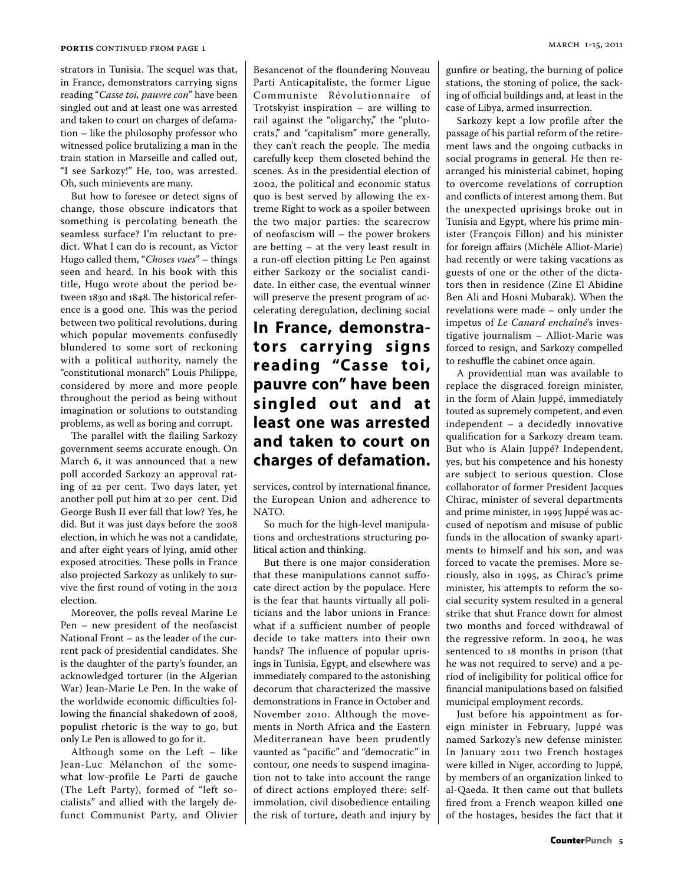strators in Tunisia. The sequel was that, in France, demonstrators carrying signs reading "*Casse toi, pauvre con*" have been singled out and at least one was arrested and taken to court on charges of defamation – like the philosophy professor who witnessed police brutalizing a man in the train station in Marseille and called out, "I see Sarkozy!" He, too, was arrested. Oh, such minievents are many.

But how to foresee or detect signs of change, those obscure indicators that something is percolating beneath the seamless surface? I'm reluctant to predict. What I can do is recount, as Victor Hugo called them, "*Choses vues*" – things seen and heard. In his book with this title, Hugo wrote about the period between 1830 and 1848. The historical reference is a good one. This was the period between two political revolutions, during which popular movements confusedly blundered to some sort of reckoning with a political authority, namely the "constitutional monarch" Louis Philippe, considered by more and more people throughout the period as being without imagination or solutions to outstanding problems, as well as boring and corrupt.

The parallel with the flailing Sarkozy government seems accurate enough. On March 6, it was announced that a new poll accorded Sarkozy an approval rating of 22 per cent. Two days later, yet another poll put him at 20 per cent. Did George Bush II ever fall that low? Yes, he did. But it was just days before the 2008 election, in which he was not a candidate, and after eight years of lying, amid other exposed atrocities. These polls in France also projected Sarkozy as unlikely to survive the first round of voting in the 2012 election.

Moreover, the polls reveal Marine Le Pen – new president of the neofascist National Front – as the leader of the current pack of presidential candidates. She is the daughter of the party's founder, an acknowledged torturer (in the Algerian War) Jean-Marie Le Pen. In the wake of the worldwide economic difficulties following the financial shakedown of 2008, populist rhetoric is the way to go, but only Le Pen is allowed to go for it.

Although some on the Left – like Jean-Luc Mélanchon of the somewhat low-profile Le Parti de gauche (The Left Party), formed of "left socialists" and allied with the largely defunct Communist Party, and Olivier Besancenot of the floundering Nouveau Parti Anticapitaliste, the former Ligue Communiste Révolutionnaire of Trotskyist inspiration – are willing to rail against the "oligarchy," the "plutocrats," and "capitalism" more generally, they can't reach the people. The media carefully keep them closeted behind the scenes. As in the presidential election of 2002, the political and economic status quo is best served by allowing the extreme Right to work as a spoiler between the two major parties: the scarecrow of neofascism will – the power brokers are betting – at the very least result in a run-off election pitting Le Pen against either Sarkozy or the socialist candidate. In either case, the eventual winner will preserve the present program of accelerating deregulation, declining social services, control by international finance, the European Union and adherence to NATO.

**In France, demonstrators carrying signs reading "Casse toi, pauvre con" have been singled out and at least one was arrested and taken to court on charges of defamation.**

So much for the high-level manipulations and orchestrations structuring political action and thinking.

But there is one major consideration that these manipulations cannot suffocate direct action by the populace. Here is the fear that haunts virtually all politicians and the labor unions in France: what if a sufficient number of people decide to take matters into their own hands? The influence of popular uprisings in Tunisia, Egypt, and elsewhere was immediately compared to the astonishing decorum that characterized the massive demonstrations in France in October and November 2010. Although the movements in North Africa and the Eastern Mediterranean have been prudently vaunted as "pacific" and "democratic" in contour, one needs to suspend imagination not to take into account the range of direct actions employed there: self-immolation, civil disobedience entailing the risk of torture, death and injury by gunfire or beating, the burning of police stations, the stoning of police, the sacking of official buildings and, at least in the case of Libya, armed insurrection.

Sarkozy kept a low profile after the passage of his partial reform of the retirement laws and the ongoing cutbacks in social programs in general. He then rearranged his ministerial cabinet, hoping to overcome revelations of corruption and conflicts of interest among them. But the unexpected uprisings broke out in Tunisia and Egypt, where his prime minister (François Fillon) and his minister for foreign affairs (Michèle Alliot-Marie) had recently or were taking vacations as guests of one or the other of the dictators then in residence (Zine El Abidine Ben Ali and Hosni Mubarak). When the revelations were made – only under the impetus of *Le Canard enchaîné*'s investigative journalism – Alliot-Marie was forced to resign, and Sarkozy compelled to reshuffle the cabinet once again.

A providential man was available to replace the disgraced foreign minister, in the form of Alain Juppé, immediately touted as supremely competent, and even independent – a decidedly innovative qualification for a Sarkozy dream team. But who is Alain Juppé? Independent, yes, but his competence and his honesty are subject to serious question. Close collaborator of former President Jacques Chirac, minister of several departments and prime minister, in 1995 Juppé was accused of nepotism and misuse of public funds in the allocation of swanky apartments to himself and his son, and was forced to vacate the premises. More seriously, also in 1995, as Chirac's prime minister, his attempts to reform the social security system resulted in a general strike that shut France down for almost two months and forced withdrawal of the regressive reform. In 2004, he was sentenced to 18 months in prison (that he was not required to serve) and a period of ineligibility for political office for financial manipulations based on falsified municipal employment records.

Just before his appointment as foreign minister in February, Juppé was named Sarkozy's new defense minister. In January 2011 two French hostages were killed in Niger, according to Juppé, by members of an organization linked to al-Qaeda. It then came out that bullets fired from a French weapon killed one of the hostages, besides the fact that it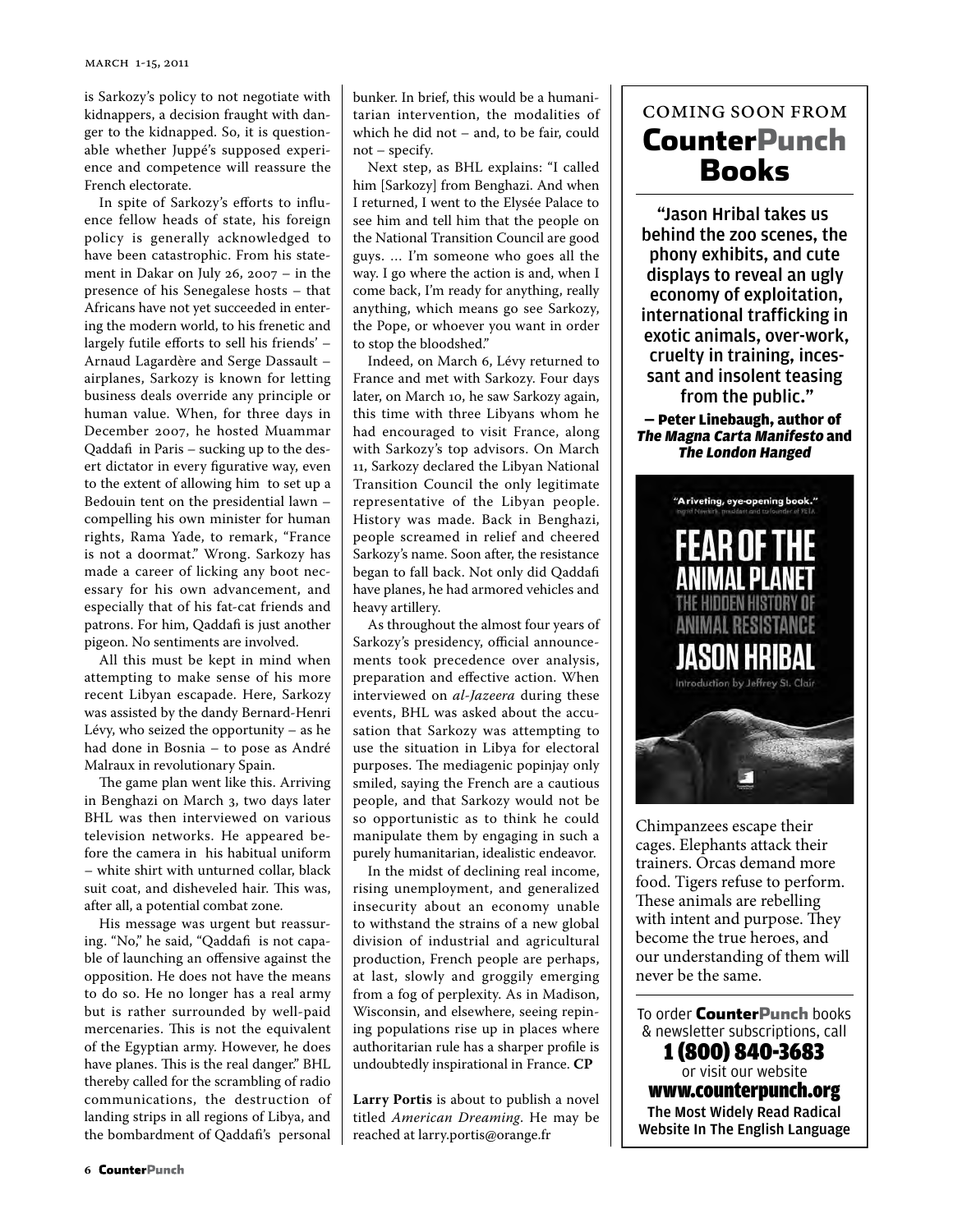is Sarkozy's policy to not negotiate with kidnappers, a decision fraught with danger to the kidnapped. So, it is questionable whether Juppé's supposed experience and competence will reassure the French electorate.

In spite of Sarkozy's efforts to influence fellow heads of state, his foreign policy is generally acknowledged to have been catastrophic. From his statement in Dakar on July 26, 2007 – in the presence of his Senegalese hosts – that Africans have not yet succeeded in entering the modern world, to his frenetic and largely futile efforts to sell his friends' – Arnaud Lagardère and Serge Dassault – airplanes, Sarkozy is known for letting business deals override any principle or human value. When, for three days in December 2007, he hosted Muammar Qaddafi in Paris – sucking up to the desert dictator in every figurative way, even to the extent of allowing him to set up a Bedouin tent on the presidential lawn – compelling his own minister for human rights, Rama Yade, to remark, "France is not a doormat." Wrong. Sarkozy has made a career of licking any boot necessary for his own advancement, and especially that of his fat-cat friends and patrons. For him, Qaddafi is just another pigeon. No sentiments are involved.

All this must be kept in mind when attempting to make sense of his more recent Libyan escapade. Here, Sarkozy was assisted by the dandy Bernard-Henri Lévy, who seized the opportunity – as he had done in Bosnia – to pose as André Malraux in revolutionary Spain.

The game plan went like this. Arriving in Benghazi on March 3, two days later BHL was then interviewed on various television networks. He appeared before the camera in his habitual uniform – white shirt with unturned collar, black suit coat, and disheveled hair. This was, after all, a potential combat zone.

His message was urgent but reassuring. "No," he said, "Qaddafi is not capable of launching an offensive against the opposition. He does not have the means to do so. He no longer has a real army but is rather surrounded by well-paid mercenaries. This is not the equivalent of the Egyptian army. However, he does have planes. This is the real danger." BHL thereby called for the scrambling of radio communications, the destruction of landing strips in all regions of Libya, and the bombardment of Qaddafi's personal bunker. In brief, this would be a humanitarian intervention, the modalities of which he did not – and, to be fair, could not – specify.

Next step, as BHL explains: "I called him [Sarkozy] from Benghazi. And when I returned, I went to the Elysée Palace to see him and tell him that the people on the National Transition Council are good guys. ... I'm someone who goes all the way. I go where the action is and, when I come back, I'm ready for anything, really anything, which means go see Sarkozy, the Pope, or whoever you want in order to stop the bloodshed."

Indeed, on March 6, Lévy returned to France and met with Sarkozy. Four days later, on March 10, he saw Sarkozy again, this time with three Libyans whom he had encouraged to visit France, along with Sarkozy's top advisors. On March 11, Sarkozy declared the Libyan National Transition Council the only legitimate representative of the Libyan people. History was made. Back in Benghazi, people screamed in relief and cheered Sarkozy's name. Soon after, the resistance began to fall back. Not only did Qaddafi have planes, he had armored vehicles and heavy artillery.

As throughout the almost four years of Sarkozy's presidency, official announcements took precedence over analysis, preparation and effective action. When interviewed on *al-Jazeera* during these events, BHL was asked about the accusation that Sarkozy was attempting to use the situation in Libya for electoral purposes. The mediagenic popinjay only smiled, saying the French are a cautious people, and that Sarkozy would not be so opportunistic as to think he could manipulate them by engaging in such a purely humanitarian, idealistic endeavor.

In the midst of declining real income, rising unemployment, and generalized insecurity about an economy unable to withstand the strains of a new global division of industrial and agricultural production, French people are perhaps, at last, slowly and groggily emerging from a fog of perplexity. As in Madison, Wisconsin, and elsewhere, seeing repining populations rise up in places where authoritarian rule has a sharper profile is undoubtedly inspirational in France. **CP**

**Larry Portis** is about to publish a novel titled *American Dreaming*. He may be reached at larry.portis@orange.fr

---

## COMING SOON FROM CounterPunch Books

**"Jason Hribal takes us behind the zoo scenes, the phony exhibits, and cute displays to reveal an ugly economy of exploitation, international trafficking in exotic animals, over-work, cruelty in training, incessant and insolent teasing from the public."**

**— Peter Linebaugh, author of *The Magna Carta Manifesto* and *The London Hanged***

"A riveting, eye-opening book." Ingrid Newkirk, president and co-founder of PETA

**FEAR OF THE ANIMAL PLANET: THE HIDDEN HISTORY OF ANIMAL RESISTANCE**
**JASON HRIBAL**
Introduction by Jeffrey St. Clair

Chimpanzees escape their cages. Elephants attack their trainers. Orcas demand more food. Tigers refuse to perform. These animals are rebelling with intent and purpose. They become the true heroes, and our understanding of them will never be the same.

To order **CounterPunch** books & newsletter subscriptions, call
**1 (800) 840-3683**
or visit our website
**www.counterpunch.org**
**The Most Widely Read Radical Website In The English Language**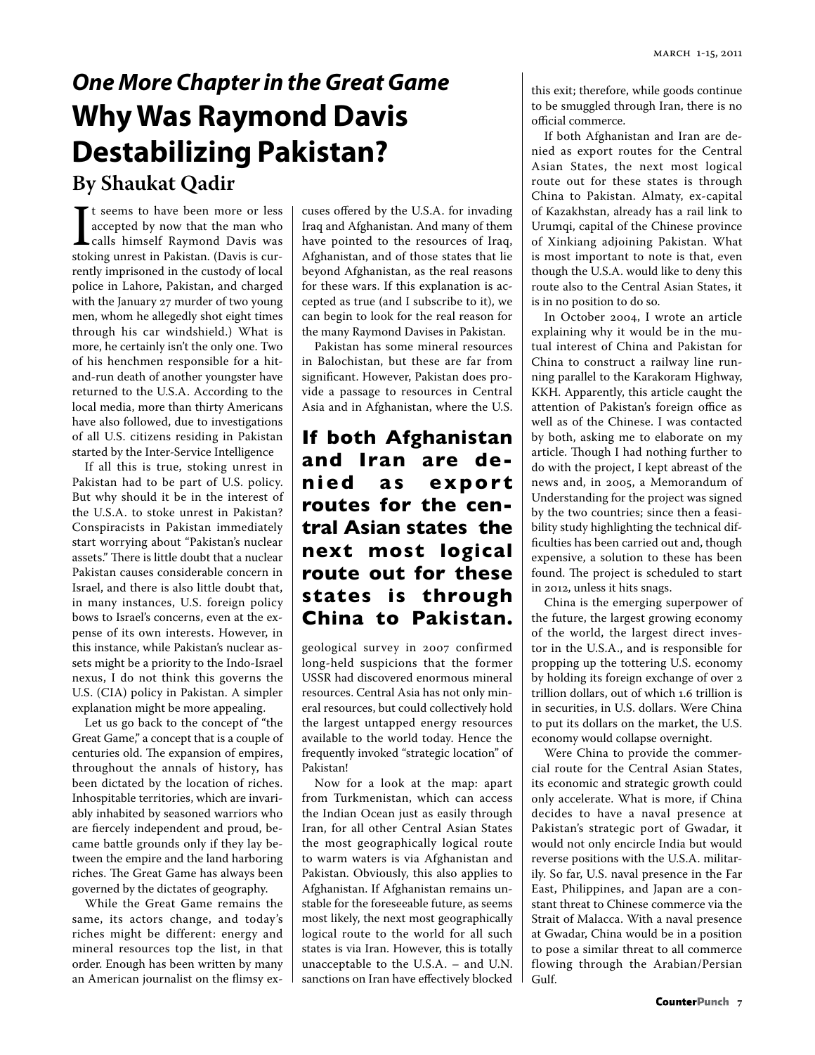## *One More Chapter in the Great Game*

# Why Was Raymond Davis Destabilizing Pakistan?

### By Shaukat Qadir

It seems to have been more or less accepted by now that the man who calls himself Raymond Davis was stoking unrest in Pakistan. (Davis is currently imprisoned in the custody of local police in Lahore, Pakistan, and charged with the January 27 murder of two young men, whom he allegedly shot eight times through his car windshield.) What is more, he certainly isn't the only one. Two of his henchmen responsible for a hit-and-run death of another youngster have returned to the U.S.A. According to the local media, more than thirty Americans have also followed, due to investigations of all U.S. citizens residing in Pakistan started by the Inter-Service Intelligence

If all this is true, stoking unrest in Pakistan had to be part of U.S. policy. But why should it be in the interest of the U.S.A. to stoke unrest in Pakistan? Conspiracists in Pakistan immediately start worrying about "Pakistan's nuclear assets." There is little doubt that a nuclear Pakistan causes considerable concern in Israel, and there is also little doubt that, in many instances, U.S. foreign policy bows to Israel's concerns, even at the expense of its own interests. However, in this instance, while Pakistan's nuclear assets might be a priority to the Indo-Israel nexus, I do not think this governs the U.S. (CIA) policy in Pakistan. A simpler explanation might be more appealing.

Let us go back to the concept of "the Great Game," a concept that is a couple of centuries old. The expansion of empires, throughout the annals of history, has been dictated by the location of riches. Inhospitable territories, which are invariably inhabited by seasoned warriors who are fiercely independent and proud, became battle grounds only if they lay between the empire and the land harboring riches. The Great Game has always been governed by the dictates of geography.

While the Great Game remains the same, its actors change, and today's riches might be different: energy and mineral resources top the list, in that order. Enough has been written by many an American journalist on the flimsy excuses offered by the U.S.A. for invading Iraq and Afghanistan. And many of them have pointed to the resources of Iraq, Afghanistan, and of those states that lie beyond Afghanistan, as the real reasons for these wars. If this explanation is accepted as true (and I subscribe to it), we can begin to look for the real reason for the many Raymond Davises in Pakistan.

Pakistan has some mineral resources in Balochistan, but these are far from significant. However, Pakistan does provide a passage to resources in Central Asia and in Afghanistan, where the U.S. geological survey in 2007 confirmed long-held suspicions that the former USSR had discovered enormous mineral resources. Central Asia has not only mineral resources, but could collectively hold the largest untapped energy resources available to the world today. Hence the frequently invoked "strategic location" of Pakistan!

**If both Afghanistan and Iran are denied as export routes for the central Asian states the next most logical route out for these states is through China to Pakistan.**

Now for a look at the map: apart from Turkmenistan, which can access the Indian Ocean just as easily through Iran, for all other Central Asian States the most geographically logical route to warm waters is via Afghanistan and Pakistan. Obviously, this also applies to Afghanistan. If Afghanistan remains unstable for the foreseeable future, as seems most likely, the next most geographically logical route to the world for all such states is via Iran. However, this is totally unacceptable to the U.S.A. – and U.N. sanctions on Iran have effectively blocked this exit; therefore, while goods continue to be smuggled through Iran, there is no official commerce.

If both Afghanistan and Iran are denied as export routes for the Central Asian States, the next most logical route out for these states is through China to Pakistan. Almaty, ex-capital of Kazakhstan, already has a rail link to Urumqi, capital of the Chinese province of Xinkiang adjoining Pakistan. What is most important to note is that, even though the U.S.A. would like to deny this route also to the Central Asian States, it is in no position to do so.

In October 2004, I wrote an article explaining why it would be in the mutual interest of China and Pakistan for China to construct a railway line running parallel to the Karakoram Highway, KKH. Apparently, this article caught the attention of Pakistan's foreign office as well as of the Chinese. I was contacted by both, asking me to elaborate on my article. Though I had nothing further to do with the project, I kept abreast of the news and, in 2005, a Memorandum of Understanding for the project was signed by the two countries; since then a feasibility study highlighting the technical difficulties has been carried out and, though expensive, a solution to these has been found. The project is scheduled to start in 2012, unless it hits snags.

China is the emerging superpower of the future, the largest growing economy of the world, the largest direct investor in the U.S.A., and is responsible for propping up the tottering U.S. economy by holding its foreign exchange of over 2 trillion dollars, out of which 1.6 trillion is in securities, in U.S. dollars. Were China to put its dollars on the market, the U.S. economy would collapse overnight.

Were China to provide the commercial route for the Central Asian States, its economic and strategic growth could only accelerate. What is more, if China decides to have a naval presence at Pakistan's strategic port of Gwadar, it would not only encircle India but would reverse positions with the U.S.A. militarily. So far, U.S. naval presence in the Far East, Philippines, and Japan are a constant threat to Chinese commerce via the Strait of Malacca. With a naval presence at Gwadar, China would be in a position to pose a similar threat to all commerce flowing through the Arabian/Persian Gulf.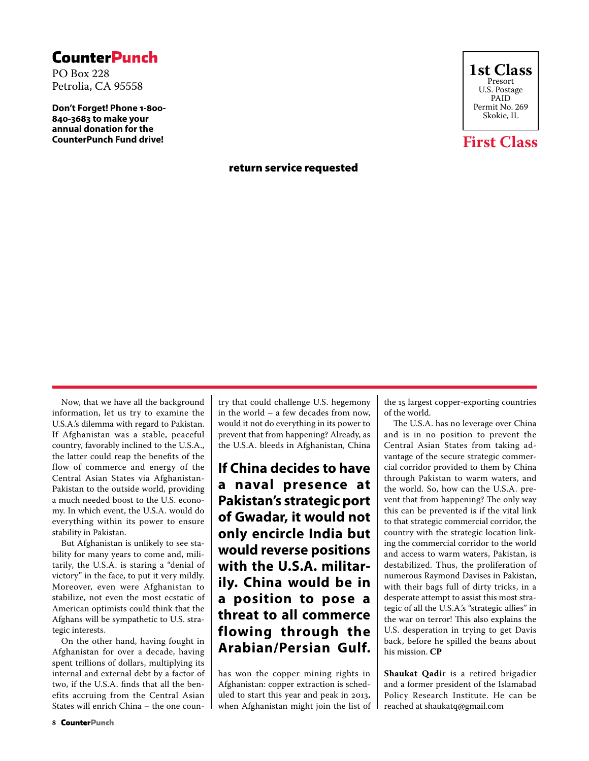**CounterPunch**
PO Box 228
Petrolia, CA 95558

**Don't Forget! Phone 1-800-840-3683 to make your annual donation for the CounterPunch Fund drive!**

**1st Class**
Presort
U.S. Postage
PAID
Permit No. 269
Skokie, IL

**First Class**

**return service requested**

Now, that we have all the background information, let us try to examine the U.S.A.'s dilemma with regard to Pakistan. If Afghanistan was a stable, peaceful country, favorably inclined to the U.S.A., the latter could reap the benefits of the flow of commerce and energy of the Central Asian States via Afghanistan-Pakistan to the outside world, providing a much needed boost to the U.S. economy. In which event, the U.S.A. would do everything within its power to ensure stability in Pakistan.

But Afghanistan is unlikely to see stability for many years to come and, militarily, the U.S.A. is staring a "denial of victory" in the face, to put it very mildly. Moreover, even were Afghanistan to stabilize, not even the most ecstatic of American optimists could think that the Afghans will be sympathetic to U.S. strategic interests.

On the other hand, having fought in Afghanistan for over a decade, having spent trillions of dollars, multiplying its internal and external debt by a factor of two, if the U.S.A. finds that all the benefits accruing from the Central Asian States will enrich China – the one country that could challenge U.S. hegemony in the world – a few decades from now, would it not do everything in its power to prevent that from happening? Already, as the U.S.A. bleeds in Afghanistan, China has won the copper mining rights in Afghanistan: copper extraction is scheduled to start this year and peak in 2013, when Afghanistan might join the list of the 15 largest copper-exporting countries of the world.

**If China decides to have a naval presence at Pakistan's strategic port of Gwadar, it would not only encircle India but would reverse positions with the U.S.A. militarily. China would be in a position to pose a threat to all commerce flowing through the Arabian/Persian Gulf.**

The U.S.A. has no leverage over China and is in no position to prevent the Central Asian States from taking advantage of the secure strategic commercial corridor provided to them by China through Pakistan to warm waters, and the world. So, how can the U.S.A. prevent that from happening? The only way this can be prevented is if the vital link to that strategic commercial corridor, the country with the strategic location linking the commercial corridor to the world and access to warm waters, Pakistan, is destabilized. Thus, the proliferation of numerous Raymond Davises in Pakistan, with their bags full of dirty tricks, in a desperate attempt to assist this most strategic of all the U.S.A.'s "strategic allies" in the war on terror! This also explains the U.S. desperation in trying to get Davis back, before he spilled the beans about his mission. **CP**

**Shaukat Qadir** is a retired brigadier and a former president of the Islamabad Policy Research Institute. He can be reached at shaukatq@gmail.com